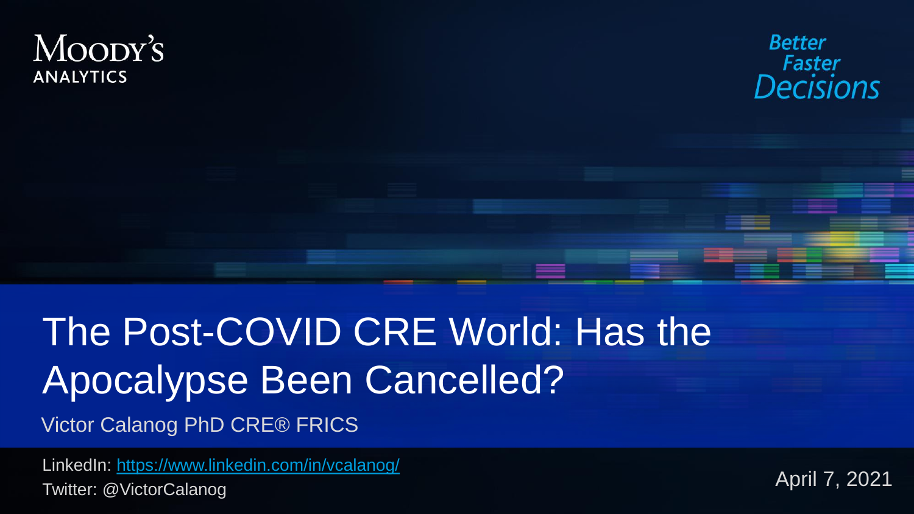Moody's Analytics

Better Faster Decisions

# The Post-COVID CRE World: Has the Apocalypse Been Cancelled?

Victor Calanog PhD CRE® FRICS

LinkedIn: [https://www.linkedin.com/in/vcalanog/](https://www.linkedin.com/in/vcalanog/)

Twitter: @VictorCalanog

April 7, 2021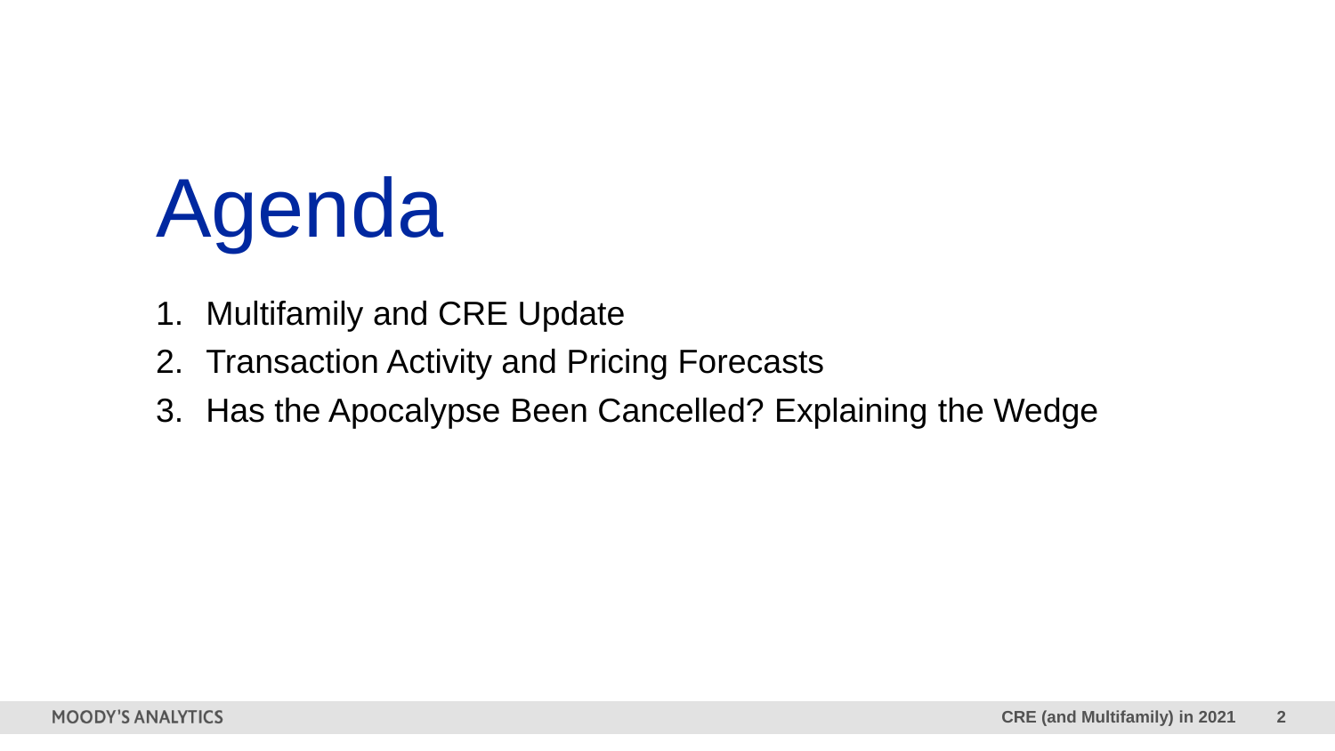# Agenda

1. Multifamily and CRE Update
2. Transaction Activity and Pricing Forecasts
3. Has the Apocalypse Been Cancelled? Explaining the Wedge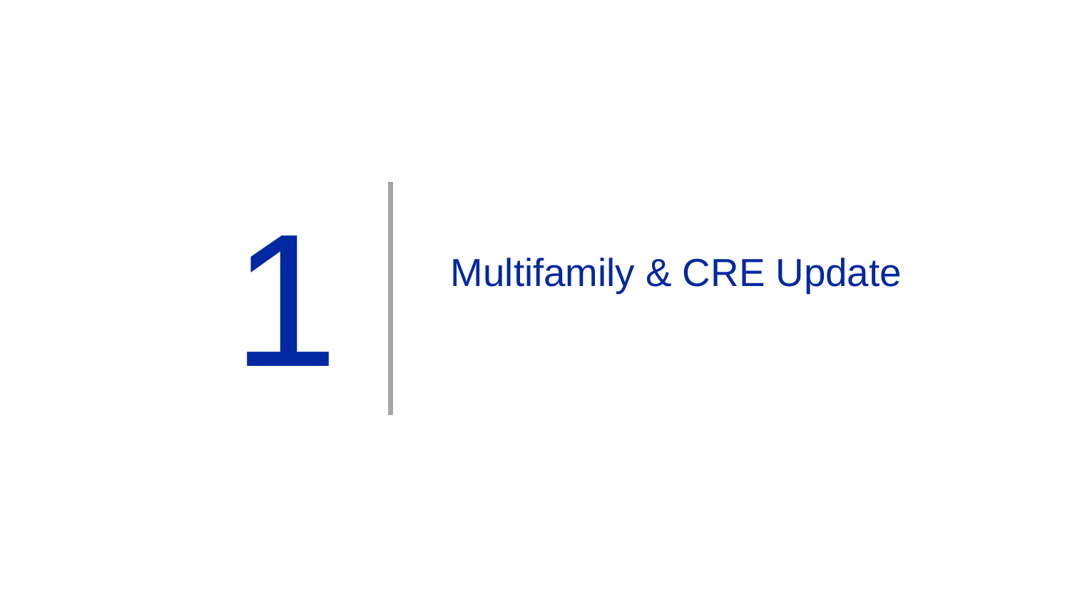# 1 Multifamily & CRE Update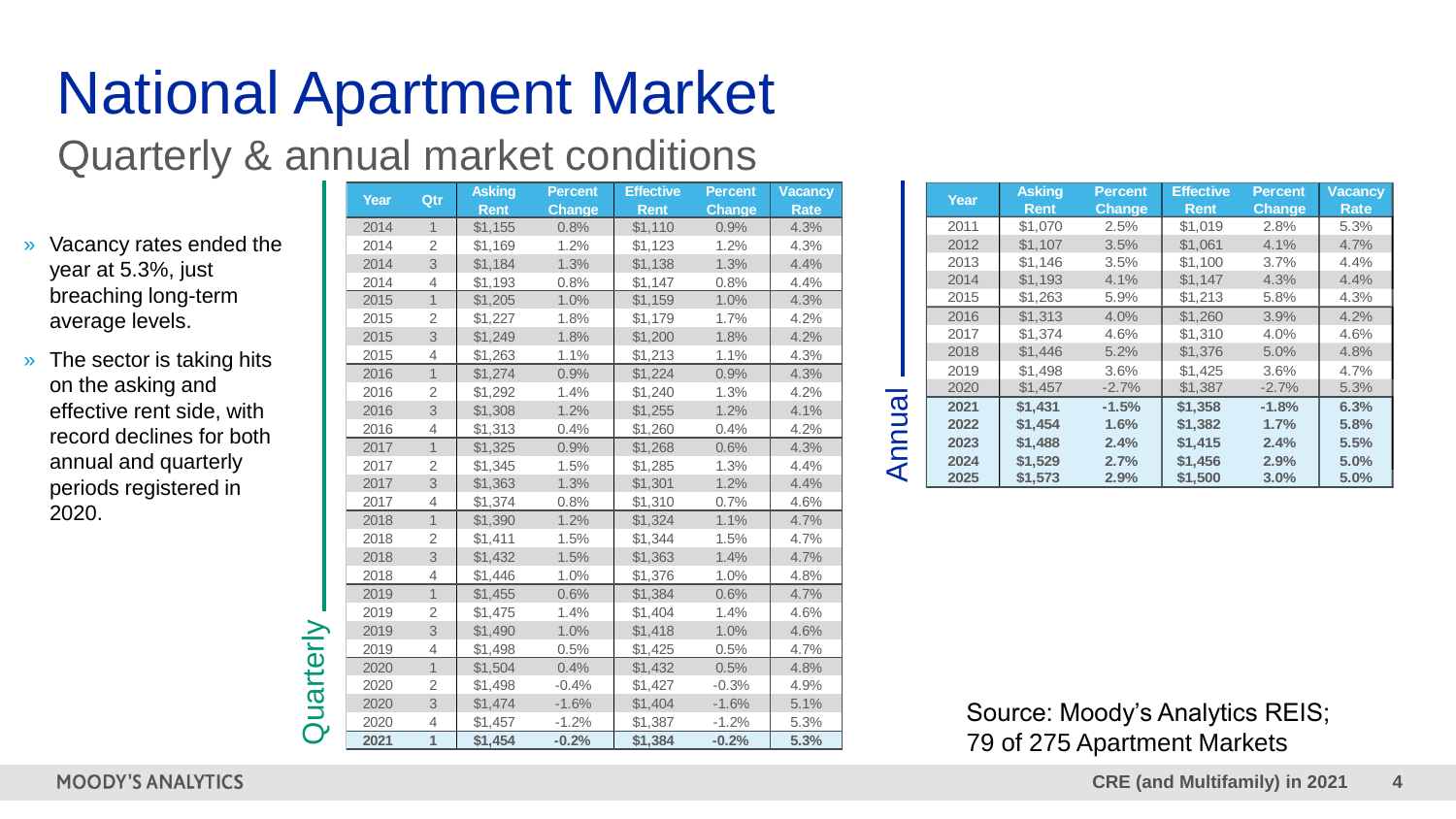# National Apartment Market

## Quarterly & annual market conditions

- Vacancy rates ended the year at 5.3%, just breaching long-term average levels.
- The sector is taking hits on the asking and effective rent side, with record declines for both annual and quarterly periods registered in 2020.

**Quarterly**

| Year | Qtr | Asking Rent | Percent Change | Effective Rent | Percent Change | Vacancy Rate |
|---|---|---|---|---|---|---|
| 2014 | 1 | $1,155 | 0.8% | $1,110 | 0.9% | 4.3% |
| 2014 | 2 | $1,169 | 1.2% | $1,123 | 1.2% | 4.3% |
| 2014 | 3 | $1,184 | 1.3% | $1,138 | 1.3% | 4.4% |
| 2014 | 4 | $1,193 | 0.8% | $1,147 | 0.8% | 4.4% |
| 2015 | 1 | $1,205 | 1.0% | $1,159 | 1.0% | 4.3% |
| 2015 | 2 | $1,227 | 1.8% | $1,179 | 1.7% | 4.2% |
| 2015 | 3 | $1,249 | 1.8% | $1,200 | 1.8% | 4.2% |
| 2015 | 4 | $1,263 | 1.1% | $1,213 | 1.1% | 4.3% |
| 2016 | 1 | $1,274 | 0.9% | $1,224 | 0.9% | 4.3% |
| 2016 | 2 | $1,292 | 1.4% | $1,240 | 1.3% | 4.2% |
| 2016 | 3 | $1,308 | 1.2% | $1,255 | 1.2% | 4.1% |
| 2016 | 4 | $1,313 | 0.4% | $1,260 | 0.4% | 4.2% |
| 2017 | 1 | $1,325 | 0.9% | $1,268 | 0.6% | 4.3% |
| 2017 | 2 | $1,345 | 1.5% | $1,285 | 1.3% | 4.4% |
| 2017 | 3 | $1,363 | 1.3% | $1,301 | 1.2% | 4.4% |
| 2017 | 4 | $1,374 | 0.8% | $1,310 | 0.7% | 4.6% |
| 2018 | 1 | $1,390 | 1.2% | $1,324 | 1.1% | 4.7% |
| 2018 | 2 | $1,411 | 1.5% | $1,344 | 1.5% | 4.7% |
| 2018 | 3 | $1,432 | 1.5% | $1,363 | 1.4% | 4.7% |
| 2018 | 4 | $1,446 | 1.0% | $1,376 | 1.0% | 4.8% |
| 2019 | 1 | $1,455 | 0.6% | $1,384 | 0.6% | 4.7% |
| 2019 | 2 | $1,475 | 1.4% | $1,404 | 1.4% | 4.6% |
| 2019 | 3 | $1,490 | 1.0% | $1,418 | 1.0% | 4.6% |
| 2019 | 4 | $1,498 | 0.5% | $1,425 | 0.5% | 4.7% |
| 2020 | 1 | $1,504 | 0.4% | $1,432 | 0.5% | 4.8% |
| 2020 | 2 | $1,498 | -0.4% | $1,427 | -0.3% | 4.9% |
| 2020 | 3 | $1,474 | -1.6% | $1,404 | -1.6% | 5.1% |
| 2020 | 4 | $1,457 | -1.2% | $1,387 | -1.2% | 5.3% |
| **2021** | **1** | **$1,454** | **-0.2%** | **$1,384** | **-0.2%** | **5.3%** |

**Annual**

| Year | Asking Rent | Percent Change | Effective Rent | Percent Change | Vacancy Rate |
|---|---|---|---|---|---|
| 2011 | $1,070 | 2.5% | $1,019 | 2.8% | 5.3% |
| 2012 | $1,107 | 3.5% | $1,061 | 4.1% | 4.7% |
| 2013 | $1,146 | 3.5% | $1,100 | 3.7% | 4.4% |
| 2014 | $1,193 | 4.1% | $1,147 | 4.3% | 4.4% |
| 2015 | $1,263 | 5.9% | $1,213 | 5.8% | 4.3% |
| 2016 | $1,313 | 4.0% | $1,260 | 3.9% | 4.2% |
| 2017 | $1,374 | 4.6% | $1,310 | 4.0% | 4.6% |
| 2018 | $1,446 | 5.2% | $1,376 | 5.0% | 4.8% |
| 2019 | $1,498 | 3.6% | $1,425 | 3.6% | 4.7% |
| 2020 | $1,457 | -2.7% | $1,387 | -2.7% | 5.3% |
| **2021** | **$1,431** | **-1.5%** | **$1,358** | **-1.8%** | **6.3%** |
| **2022** | **$1,454** | **1.6%** | **$1,382** | **1.7%** | **5.8%** |
| **2023** | **$1,488** | **2.4%** | **$1,415** | **2.4%** | **5.5%** |
| **2024** | **$1,529** | **2.7%** | **$1,456** | **2.9%** | **5.0%** |
| **2025** | **$1,573** | **2.9%** | **$1,500** | **3.0%** | **5.0%** |

Source: Moody's Analytics REIS; 79 of 275 Apartment Markets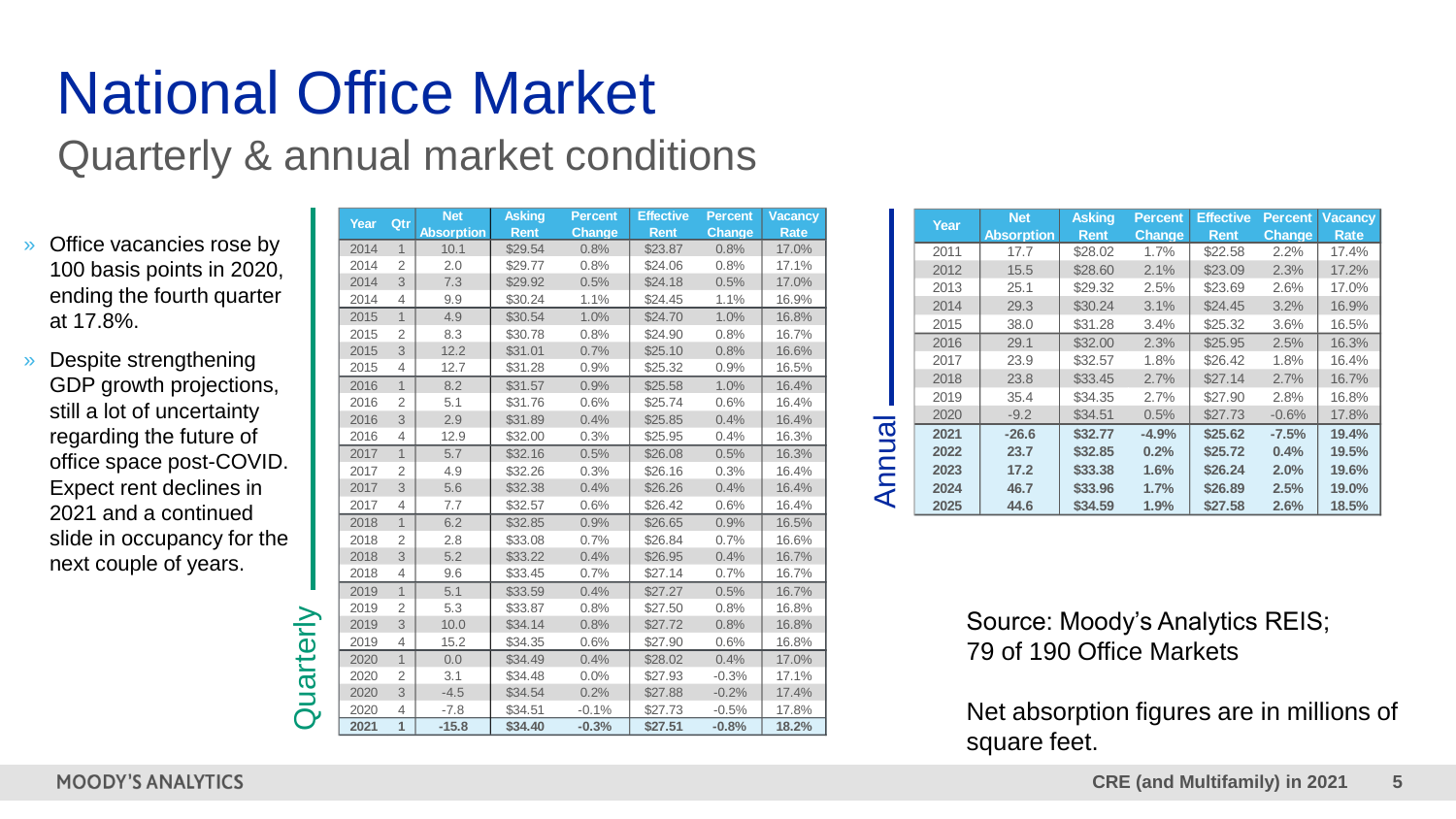# National Office Market

## Quarterly & annual market conditions

- Office vacancies rose by 100 basis points in 2020, ending the fourth quarter at 17.8%.
- Despite strengthening GDP growth projections, still a lot of uncertainty regarding the future of office space post-COVID. Expect rent declines in 2021 and a continued slide in occupancy for the next couple of years.

**Quarterly**

| Year | Qtr | Net Absorption | Asking Rent | Percent Change | Effective Rent | Percent Change | Vacancy Rate |
|---|---|---|---|---|---|---|---|
| 2014 | 1 | 10.1 | $29.54 | 0.8% | $23.87 | 0.8% | 17.0% |
| 2014 | 2 | 2.0 | $29.77 | 0.8% | $24.06 | 0.8% | 17.1% |
| 2014 | 3 | 7.3 | $29.92 | 0.5% | $24.18 | 0.5% | 17.0% |
| 2014 | 4 | 9.9 | $30.24 | 1.1% | $24.45 | 1.1% | 16.9% |
| 2015 | 1 | 4.9 | $30.54 | 1.0% | $24.70 | 1.0% | 16.8% |
| 2015 | 2 | 8.3 | $30.78 | 0.8% | $24.90 | 0.8% | 16.7% |
| 2015 | 3 | 12.2 | $31.01 | 0.7% | $25.10 | 0.8% | 16.6% |
| 2015 | 4 | 12.7 | $31.28 | 0.9% | $25.32 | 0.9% | 16.5% |
| 2016 | 1 | 8.2 | $31.57 | 0.9% | $25.58 | 1.0% | 16.4% |
| 2016 | 2 | 5.1 | $31.76 | 0.6% | $25.74 | 0.6% | 16.4% |
| 2016 | 3 | 2.9 | $31.89 | 0.4% | $25.85 | 0.4% | 16.4% |
| 2016 | 4 | 12.9 | $32.00 | 0.3% | $25.95 | 0.4% | 16.3% |
| 2017 | 1 | 5.7 | $32.16 | 0.5% | $26.08 | 0.5% | 16.3% |
| 2017 | 2 | 4.9 | $32.26 | 0.3% | $26.16 | 0.3% | 16.4% |
| 2017 | 3 | 5.6 | $32.38 | 0.4% | $26.26 | 0.4% | 16.4% |
| 2017 | 4 | 7.7 | $32.57 | 0.6% | $26.42 | 0.6% | 16.4% |
| 2018 | 1 | 6.2 | $32.85 | 0.9% | $26.65 | 0.9% | 16.5% |
| 2018 | 2 | 2.8 | $33.08 | 0.7% | $26.84 | 0.7% | 16.6% |
| 2018 | 3 | 5.2 | $33.22 | 0.4% | $26.95 | 0.4% | 16.7% |
| 2018 | 4 | 9.6 | $33.45 | 0.7% | $27.14 | 0.7% | 16.7% |
| 2019 | 1 | 5.1 | $33.59 | 0.4% | $27.27 | 0.5% | 16.7% |
| 2019 | 2 | 5.3 | $33.87 | 0.8% | $27.50 | 0.8% | 16.8% |
| 2019 | 3 | 10.0 | $34.14 | 0.8% | $27.72 | 0.8% | 16.8% |
| 2019 | 4 | 15.2 | $34.35 | 0.6% | $27.90 | 0.6% | 16.8% |
| 2020 | 1 | 0.0 | $34.49 | 0.4% | $28.02 | 0.4% | 17.0% |
| 2020 | 2 | 3.1 | $34.48 | 0.0% | $27.93 | -0.3% | 17.1% |
| 2020 | 3 | -4.5 | $34.54 | 0.2% | $27.88 | -0.2% | 17.4% |
| 2020 | 4 | -7.8 | $34.51 | -0.1% | $27.73 | -0.5% | 17.8% |
| **2021** | **1** | **-15.8** | **$34.40** | **-0.3%** | **$27.51** | **-0.8%** | **18.2%** |

**Annual**

| Year | Net Absorption | Asking Rent | Percent Change | Effective Rent | Percent Change | Vacancy Rate |
|---|---|---|---|---|---|---|
| 2011 | 17.7 | $28.02 | 1.7% | $22.58 | 2.2% | 17.4% |
| 2012 | 15.5 | $28.60 | 2.1% | $23.09 | 2.3% | 17.2% |
| 2013 | 25.1 | $29.32 | 2.5% | $23.69 | 2.6% | 17.0% |
| 2014 | 29.3 | $30.24 | 3.1% | $24.45 | 3.2% | 16.9% |
| 2015 | 38.0 | $31.28 | 3.4% | $25.32 | 3.6% | 16.5% |
| 2016 | 29.1 | $32.00 | 2.3% | $25.95 | 2.5% | 16.3% |
| 2017 | 23.9 | $32.57 | 1.8% | $26.42 | 1.8% | 16.4% |
| 2018 | 23.8 | $33.45 | 2.7% | $27.14 | 2.7% | 16.7% |
| 2019 | 35.4 | $34.35 | 2.7% | $27.90 | 2.8% | 16.8% |
| 2020 | -9.2 | $34.51 | 0.5% | $27.73 | -0.6% | 17.8% |
| **2021** | **-26.6** | **$32.77** | **-4.9%** | **$25.62** | **-7.5%** | **19.4%** |
| **2022** | **23.7** | **$32.85** | **0.2%** | **$25.72** | **0.4%** | **19.5%** |
| **2023** | **17.2** | **$33.38** | **1.6%** | **$26.24** | **2.0%** | **19.6%** |
| **2024** | **46.7** | **$33.96** | **1.7%** | **$26.89** | **2.5%** | **19.0%** |
| **2025** | **44.6** | **$34.59** | **1.9%** | **$27.58** | **2.6%** | **18.5%** |

Source: Moody's Analytics REIS; 79 of 190 Office Markets

Net absorption figures are in millions of square feet.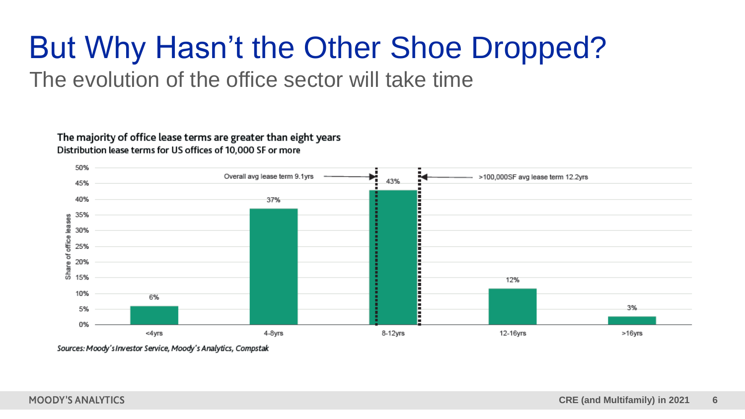# But Why Hasn't the Other Shoe Dropped?

The evolution of the office sector will take time

**The majority of office lease terms are greater than eight years**
Distribution lease terms for US offices of 10,000 SF or more

| Lease term | Share of office leases |
|---|---|
| <4yrs | 6% |
| 4-8yrs | 37% |
| 8-12yrs | 43% |
| 12-16yrs | 12% |
| >16yrs | 3% |

Overall avg lease term 9.1yrs

>100,000SF avg lease term 12.2yrs

*Sources: Moody's Investor Service, Moody's Analytics, Compstak*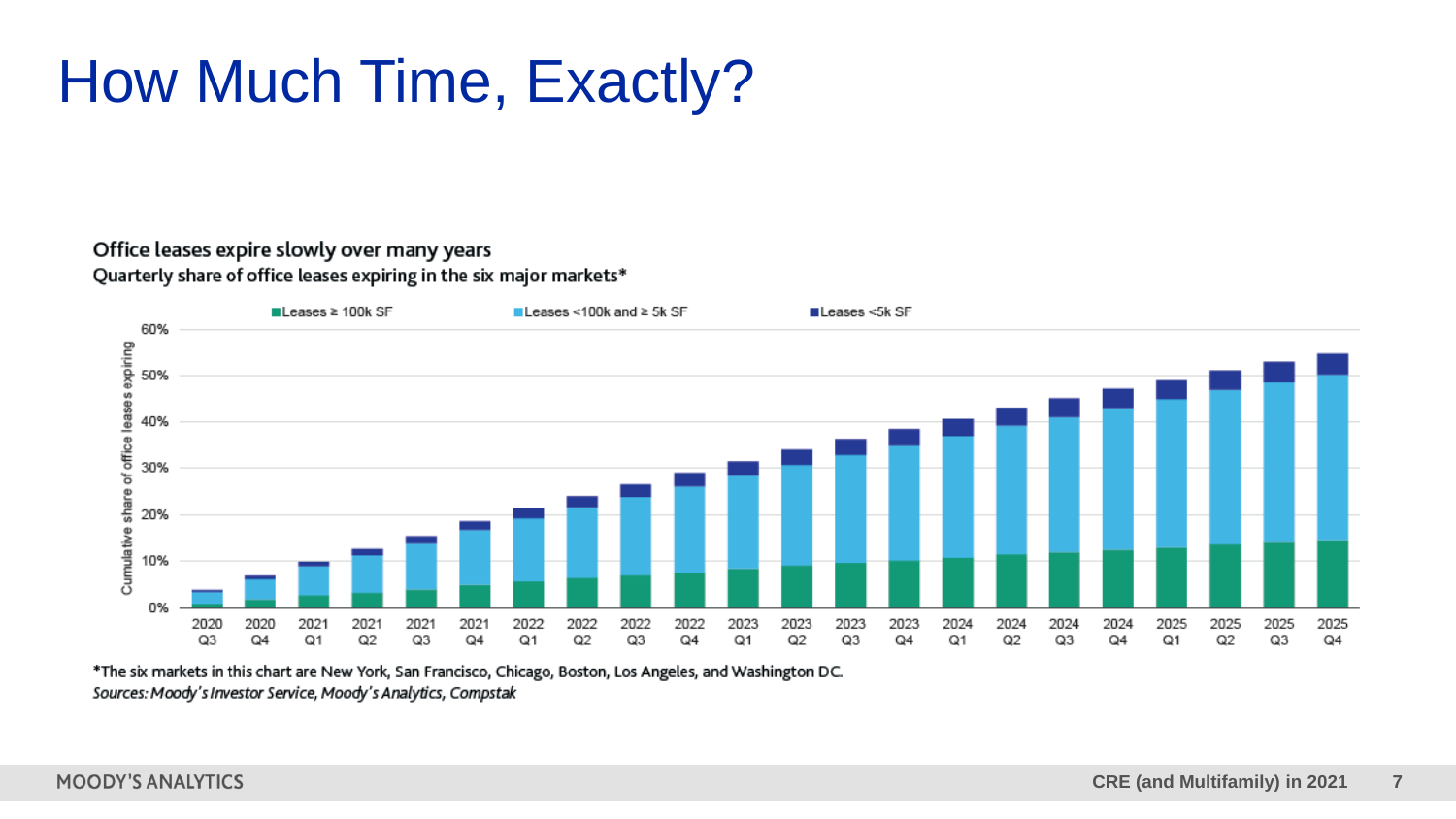# How Much Time, Exactly?

**Office leases expire slowly over many years**

**Quarterly share of office leases expiring in the six major markets***

*The six markets in this chart are New York, San Francisco, Chicago, Boston, Los Angeles, and Washington DC.

*Sources: Moody's Investor Service, Moody's Analytics, Compstak*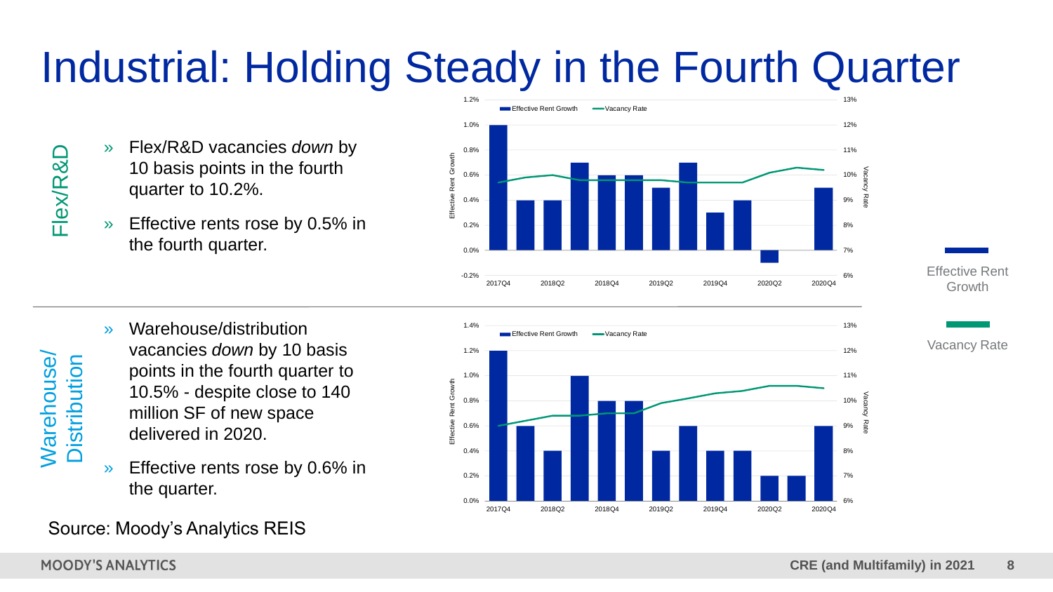# Industrial: Holding Steady in the Fourth Quarter

## Flex/R&D

- Flex/R&D vacancies *down* by 10 basis points in the fourth quarter to 10.2%.
- Effective rents rose by 0.5% in the fourth quarter.

## Warehouse/Distribution

- Warehouse/distribution vacancies *down* by 10 basis points in the fourth quarter to 10.5% - despite close to 140 million SF of new space delivered in 2020.
- Effective rents rose by 0.6% in the quarter.

Source: Moody's Analytics REIS

Effective Rent Growth

Vacancy Rate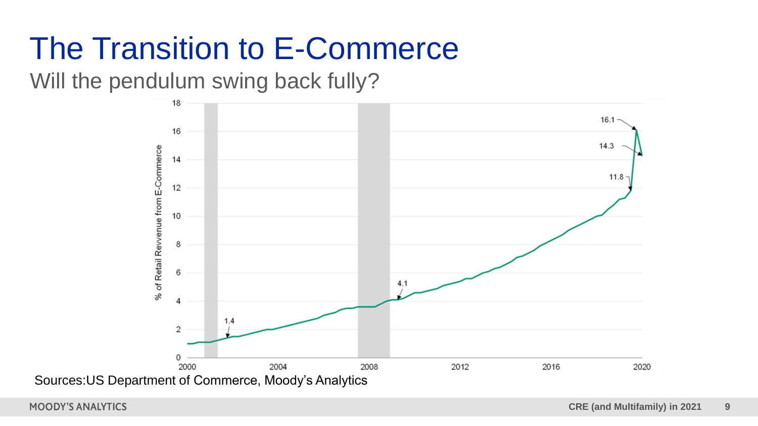# The Transition to E-Commerce

Will the pendulum swing back fully?

Sources:US Department of Commerce, Moody's Analytics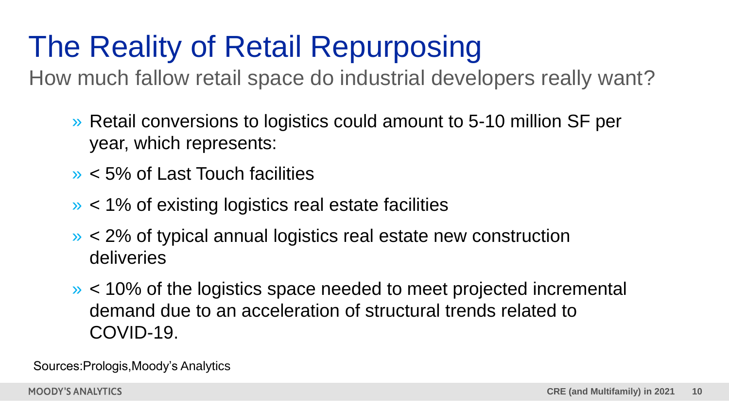# The Reality of Retail Repurposing

How much fallow retail space do industrial developers really want?

- Retail conversions to logistics could amount to 5-10 million SF per year, which represents:
- < 5% of Last Touch facilities
- < 1% of existing logistics real estate facilities
- < 2% of typical annual logistics real estate new construction deliveries
- < 10% of the logistics space needed to meet projected incremental demand due to an acceleration of structural trends related to COVID-19.

Sources:Prologis,Moody's Analytics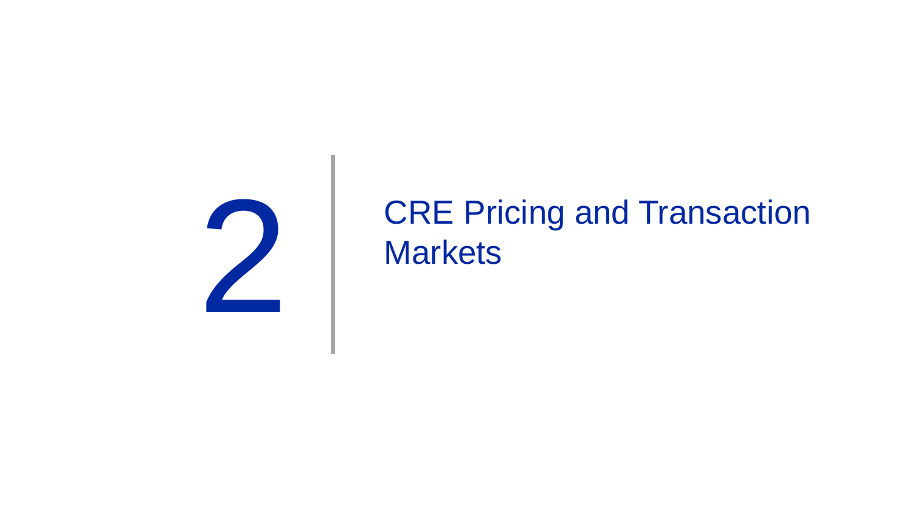# 2 CRE Pricing and Transaction Markets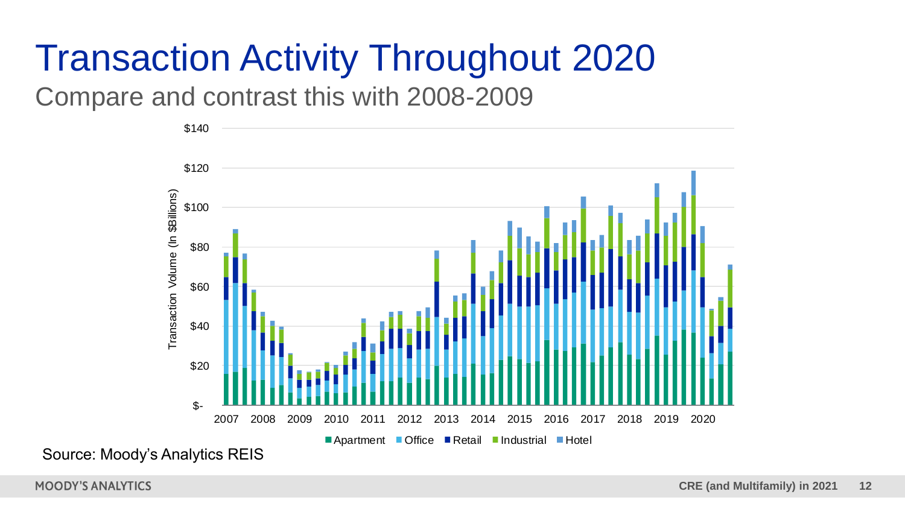# Transaction Activity Throughout 2020

## Compare and contrast this with 2008-2009

Source: Moody's Analytics REIS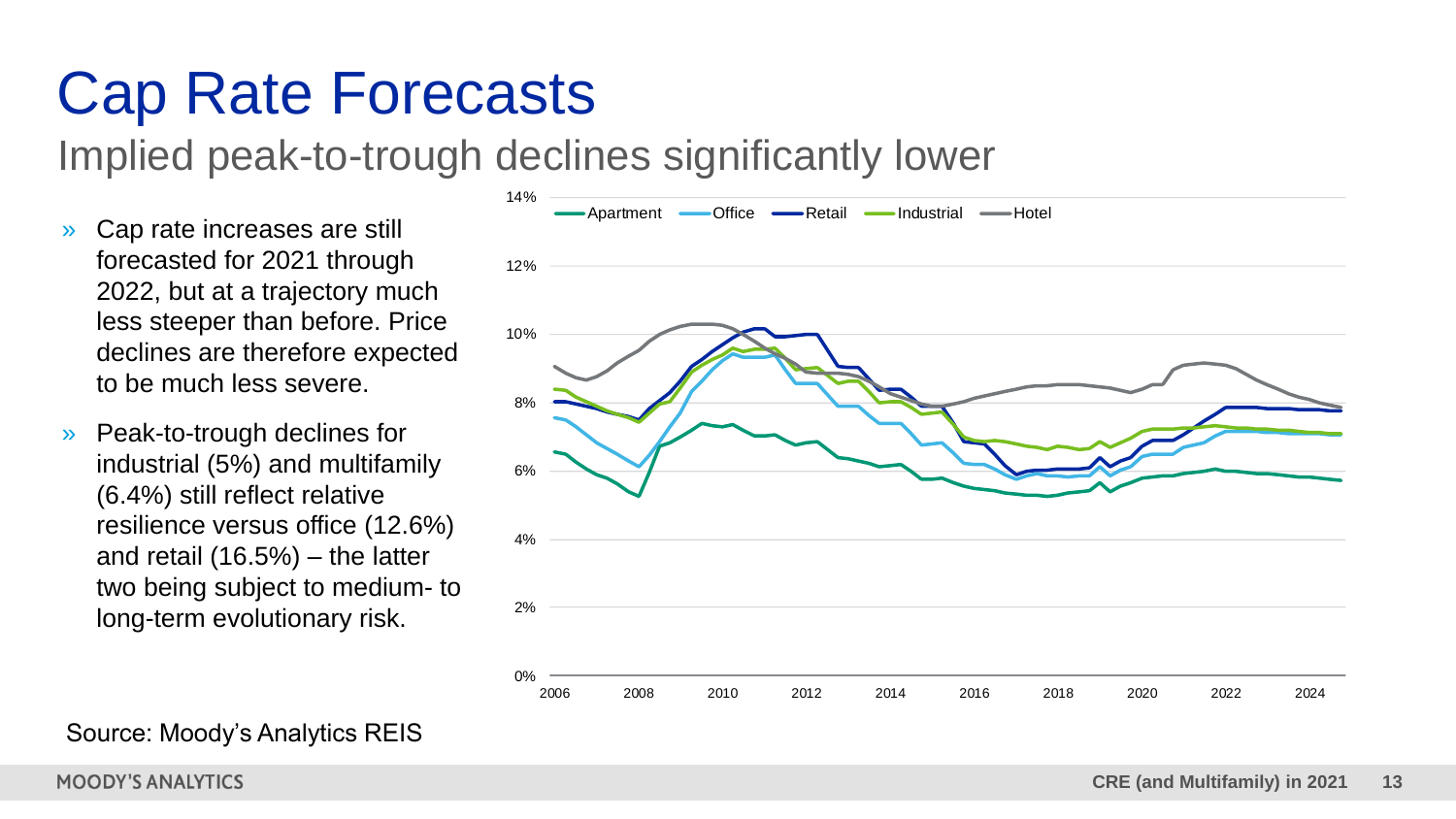# Cap Rate Forecasts

## Implied peak-to-trough declines significantly lower

- Cap rate increases are still forecasted for 2021 through 2022, but at a trajectory much less steeper than before. Price declines are therefore expected to be much less severe.
- Peak-to-trough declines for industrial (5%) and multifamily (6.4%) still reflect relative resilience versus office (12.6%) and retail (16.5%) – the latter two being subject to medium- to long-term evolutionary risk.

Source: Moody's Analytics REIS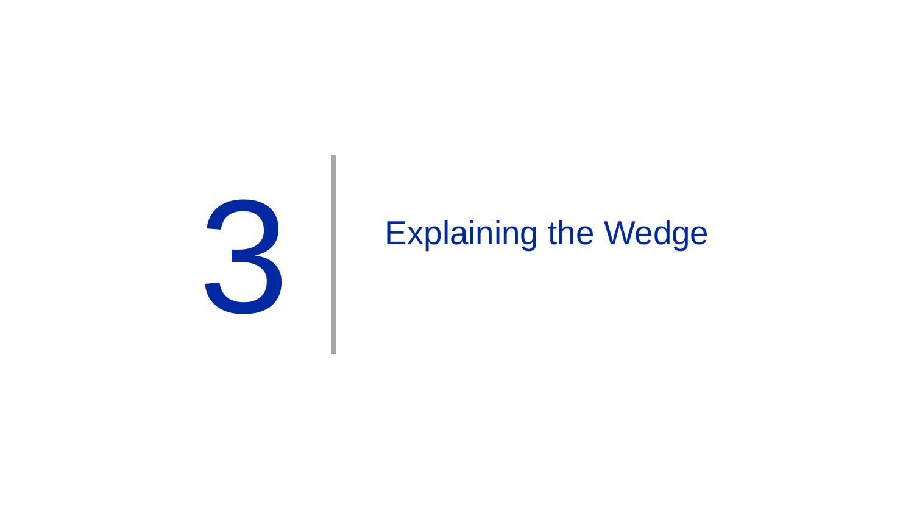# 3 Explaining the Wedge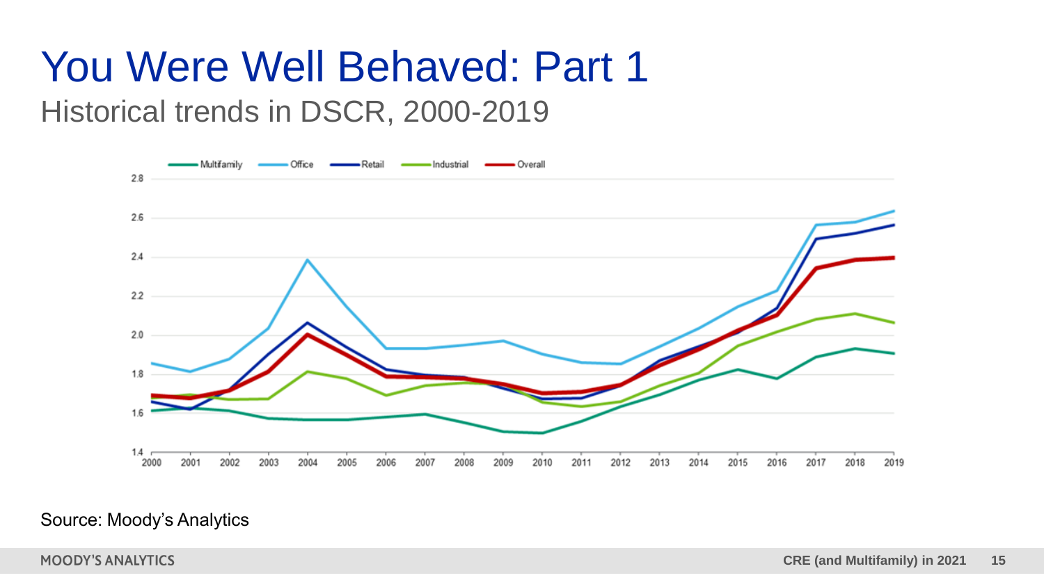# You Were Well Behaved: Part 1

## Historical trends in DSCR, 2000-2019

Source: Moody's Analytics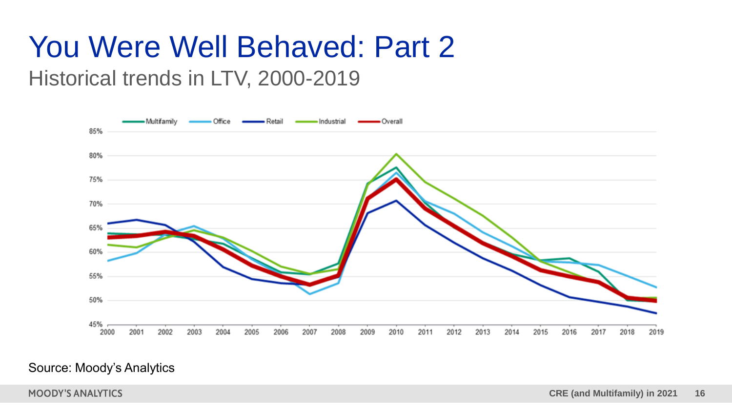# You Were Well Behaved: Part 2

Historical trends in LTV, 2000-2019

Source: Moody's Analytics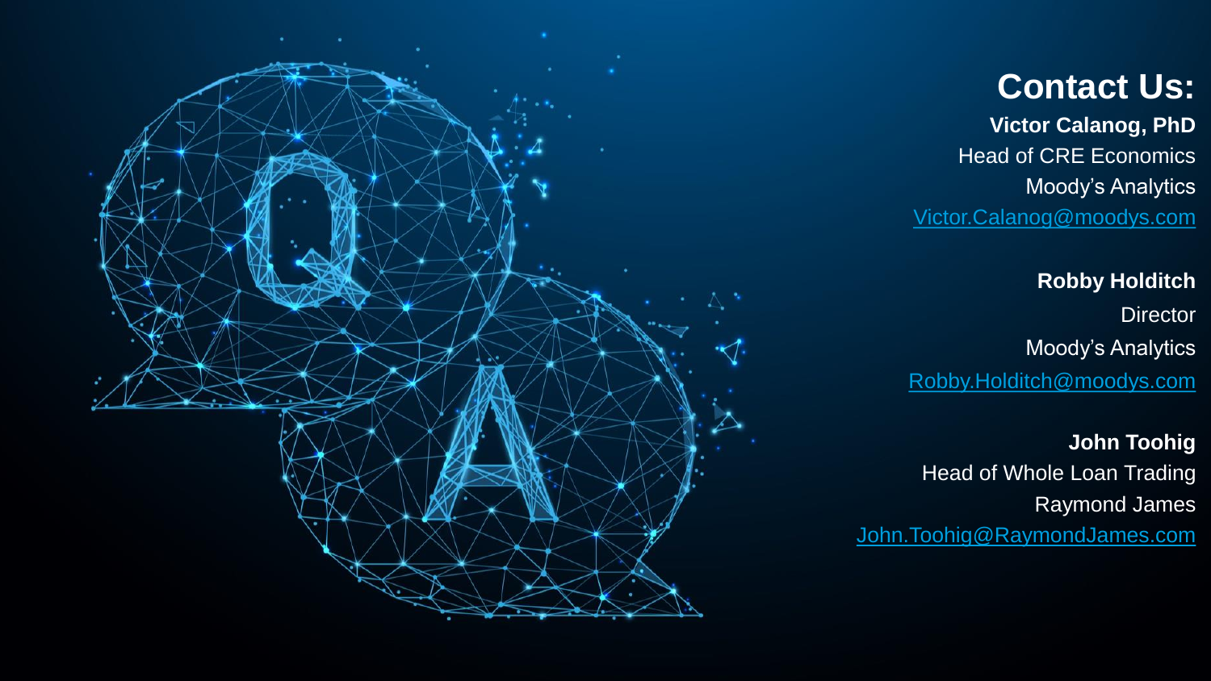# Contact Us:

**Victor Calanog, PhD**
Head of CRE Economics
Moody's Analytics
Victor.Calanog@moodys.com

**Robby Holditch**
Director
Moody's Analytics
Robby.Holditch@moodys.com

**John Toohig**
Head of Whole Loan Trading
Raymond James
John.Toohig@RaymondJames.com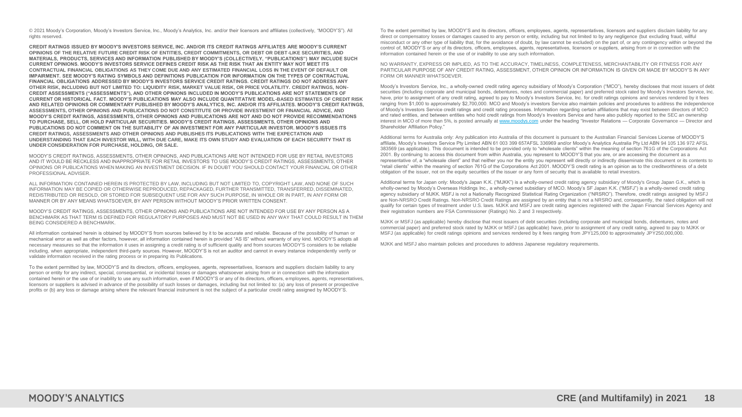© 2021 Moody's Corporation, Moody's Investors Service, Inc., Moody's Analytics, Inc. and/or their licensors and affiliates (collectively, "MOODY'S"). All rights reserved.

**CREDIT RATINGS ISSUED BY MOODY'S INVESTORS SERVICE, INC. AND/OR ITS CREDIT RATINGS AFFILIATES ARE MOODY'S CURRENT OPINIONS OF THE RELATIVE FUTURE CREDIT RISK OF ENTITIES, CREDIT COMMITMENTS, OR DEBT OR DEBT-LIKE SECURITIES, AND MATERIALS, PRODUCTS, SERVICES AND INFORMATION PUBLISHED BY MOODY'S (COLLECTIVELY, "PUBLICATIONS") MAY INCLUDE SUCH CURRENT OPINIONS. MOODY'S INVESTORS SERVICE DEFINES CREDIT RISK AS THE RISK THAT AN ENTITY MAY NOT MEET ITS CONTRACTUAL FINANCIAL OBLIGATIONS AS THEY COME DUE AND ANY ESTIMATED FINANCIAL LOSS IN THE EVENT OF DEFAULT OR IMPAIRMENT. SEE MOODY'S RATING SYMBOLS AND DEFINITIONS PUBLICATION FOR INFORMATION ON THE TYPES OF CONTRACTUAL FINANCIAL OBLIGATIONS ADDRESSED BY MOODY'S INVESTORS SERVICE CREDIT RATINGS. CREDIT RATINGS DO NOT ADDRESS ANY OTHER RISK, INCLUDING BUT NOT LIMITED TO: LIQUIDITY RISK, MARKET VALUE RISK, OR PRICE VOLATILITY. CREDIT RATINGS, NON-CREDIT ASSESSMENTS ("ASSESSMENTS"), AND OTHER OPINIONS INCLUDED IN MOODY'S PUBLICATIONS ARE NOT STATEMENTS OF CURRENT OR HISTORICAL FACT. MOODY'S PUBLICATIONS MAY ALSO INCLUDE QUANTITATIVE MODEL-BASED ESTIMATES OF CREDIT RISK AND RELATED OPINIONS OR COMMENTARY PUBLISHED BY MOODY'S ANALYTICS, INC. AND/OR ITS AFFILIATES. MOODY'S CREDIT RATINGS, ASSESSMENTS, OTHER OPINIONS AND PUBLICATIONS DO NOT CONSTITUTE OR PROVIDE INVESTMENT OR FINANCIAL ADVICE, AND MOODY'S CREDIT RATINGS, ASSESSMENTS, OTHER OPINIONS AND PUBLICATIONS ARE NOT AND DO NOT PROVIDE RECOMMENDATIONS TO PURCHASE, SELL, OR HOLD PARTICULAR SECURITIES. MOODY'S CREDIT RATINGS, ASSESSMENTS, OTHER OPINIONS AND PUBLICATIONS DO NOT COMMENT ON THE SUITABILITY OF AN INVESTMENT FOR ANY PARTICULAR INVESTOR. MOODY'S ISSUES ITS CREDIT RATINGS, ASSESSMENTS AND OTHER OPINIONS AND PUBLISHES ITS PUBLICATIONS WITH THE EXPECTATION AND UNDERSTANDING THAT EACH INVESTOR WILL, WITH DUE CARE, MAKE ITS OWN STUDY AND EVALUATION OF EACH SECURITY THAT IS UNDER CONSIDERATION FOR PURCHASE, HOLDING, OR SALE.**

MOODY'S CREDIT RATINGS, ASSESSMENTS, OTHER OPINIONS, AND PUBLICATIONS ARE NOT INTENDED FOR USE BY RETAIL INVESTORS AND IT WOULD BE RECKLESS AND INAPPROPRIATE FOR RETAIL INVESTORS TO USE MOODY'S CREDIT RATINGS, ASSESSMENTS, OTHER OPINIONS OR PUBLICATIONS WHEN MAKING AN INVESTMENT DECISION. IF IN DOUBT YOU SHOULD CONTACT YOUR FINANCIAL OR OTHER PROFESSIONAL ADVISER.

ALL INFORMATION CONTAINED HEREIN IS PROTECTED BY LAW, INCLUDING BUT NOT LIMITED TO, COPYRIGHT LAW, AND NONE OF SUCH INFORMATION MAY BE COPIED OR OTHERWISE REPRODUCED, REPACKAGED, FURTHER TRANSMITTED, TRANSFERRED, DISSEMINATED, REDISTRIBUTED OR RESOLD, OR STORED FOR SUBSEQUENT USE FOR ANY SUCH PURPOSE, IN WHOLE OR IN PART, IN ANY FORM OR MANNER OR BY ANY MEANS WHATSOEVER, BY ANY PERSON WITHOUT MOODY'S PRIOR WRITTEN CONSENT.

MOODY'S CREDIT RATINGS, ASSESSMENTS, OTHER OPINIONS AND PUBLICATIONS ARE NOT INTENDED FOR USE BY ANY PERSON AS A BENCHMARK AS THAT TERM IS DEFINED FOR REGULATORY PURPOSES AND MUST NOT BE USED IN ANY WAY THAT COULD RESULT IN THEM BEING CONSIDERED A BENCHMARK.

All information contained herein is obtained by MOODY'S from sources believed by it to be accurate and reliable. Because of the possibility of human or mechanical error as well as other factors, however, all information contained herein is provided "AS IS" without warranty of any kind. MOODY'S adopts all necessary measures so that the information it uses in assigning a credit rating is of sufficient quality and from sources MOODY'S considers to be reliable including, when appropriate, independent third-party sources. However, MOODY'S is not an auditor and cannot in every instance independently verify or validate information received in the rating process or in preparing its Publications.

To the extent permitted by law, MOODY'S and its directors, officers, employees, agents, representatives, licensors and suppliers disclaim liability to any person or entity for any indirect, special, consequential, or incidental losses or damages whatsoever arising from or in connection with the information contained herein or the use of or inability to use any such information, even if MOODY'S or any of its directors, officers, employees, agents, representatives, licensors or suppliers is advised in advance of the possibility of such losses or damages, including but not limited to: (a) any loss of present or prospective profits or (b) any loss or damage arising where the relevant financial instrument is not the subject of a particular credit rating assigned by MOODY'S.

To the extent permitted by law, MOODY'S and its directors, officers, employees, agents, representatives, licensors and suppliers disclaim liability for any direct or compensatory losses or damages caused to any person or entity, including but not limited to by any negligence (but excluding fraud, willful misconduct or any other type of liability that, for the avoidance of doubt, by law cannot be excluded) on the part of, or any contingency within or beyond the control of, MOODY'S or any of its directors, officers, employees, agents, representatives, licensors or suppliers, arising from or in connection with the information contained herein or the use of or inability to use any such information.

NO WARRANTY, EXPRESS OR IMPLIED, AS TO THE ACCURACY, TIMELINESS, COMPLETENESS, MERCHANTABILITY OR FITNESS FOR ANY PARTICULAR PURPOSE OF ANY CREDIT RATING, ASSESSMENT, OTHER OPINION OR INFORMATION IS GIVEN OR MADE BY MOODY'S IN ANY FORM OR MANNER WHATSOEVER.

Moody's Investors Service, Inc., a wholly-owned credit rating agency subsidiary of Moody's Corporation ("MCO"), hereby discloses that most issuers of debt securities (including corporate and municipal bonds, debentures, notes and commercial paper) and preferred stock rated by Moody's Investors Service, Inc. have, prior to assignment of any credit rating, agreed to pay to Moody's Investors Service, Inc. for credit ratings opinions and services rendered by it fees ranging from $1,000 to approximately $2,700,000. MCO and Moody's Investors Service also maintain policies and procedures to address the independence of Moody's Investors Service credit ratings and credit rating processes. Information regarding certain affiliations that may exist between directors of MCO and rated entities, and between entities who hold credit ratings from Moody's Investors Service and have also publicly reported to the SEC an ownership interest in MCO of more than 5%, is posted annually at www.moodys.com under the heading "Investor Relations — Corporate Governance — Director and Shareholder Affiliation Policy."

Additional terms for Australia only: Any publication into Australia of this document is pursuant to the Australian Financial Services License of MOODY'S affiliate, Moody's Investors Service Pty Limited ABN 61 003 399 657AFSL 336969 and/or Moody's Analytics Australia Pty Ltd ABN 94 105 136 972 AFSL 383569 (as applicable). This document is intended to be provided only to "wholesale clients" within the meaning of section 761G of the Corporations Act 2001. By continuing to access this document from within Australia, you represent to MOODY'S that you are, or are accessing the document as a representative of, a "wholesale client" and that neither you nor the entity you represent will directly or indirectly disseminate this document or its contents to "retail clients" within the meaning of section 761G of the Corporations Act 2001. MOODY'S credit rating is an opinion as to the creditworthiness of a debt obligation of the issuer, not on the equity securities of the issuer or any form of security that is available to retail investors.

Additional terms for Japan only: Moody's Japan K.K. ("MJKK") is a wholly-owned credit rating agency subsidiary of Moody's Group Japan G.K., which is wholly-owned by Moody's Overseas Holdings Inc., a wholly-owned subsidiary of MCO. Moody's SF Japan K.K. ("MSFJ") is a wholly-owned credit rating agency subsidiary of MJKK. MSFJ is not a Nationally Recognized Statistical Rating Organization ("NRSRO"). Therefore, credit ratings assigned by MSFJ are Non-NRSRO Credit Ratings. Non-NRSRO Credit Ratings are assigned by an entity that is not a NRSRO and, consequently, the rated obligation will not qualify for certain types of treatment under U.S. laws. MJKK and MSFJ are credit rating agencies registered with the Japan Financial Services Agency and their registration numbers are FSA Commissioner (Ratings) No. 2 and 3 respectively.

MJKK or MSFJ (as applicable) hereby disclose that most issuers of debt securities (including corporate and municipal bonds, debentures, notes and commercial paper) and preferred stock rated by MJKK or MSFJ (as applicable) have, prior to assignment of any credit rating, agreed to pay to MJKK or MSFJ (as applicable) for credit ratings opinions and services rendered by it fees ranging from JPY125,000 to approximately JPY250,000,000.

MJKK and MSFJ also maintain policies and procedures to address Japanese regulatory requirements.